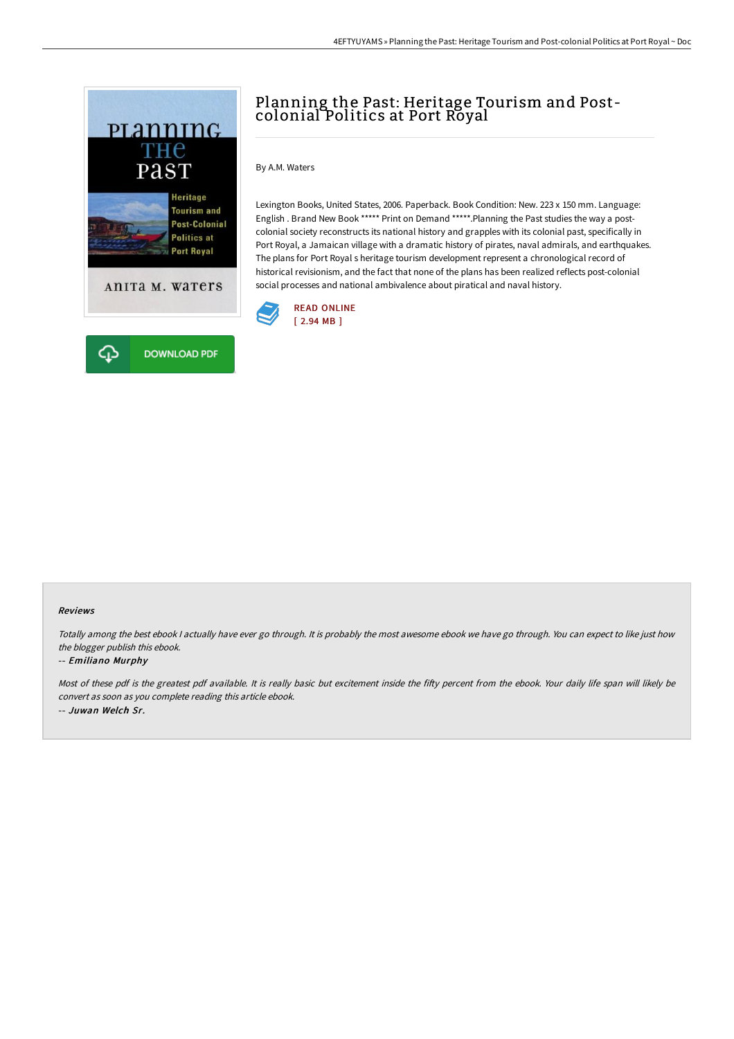# Planning the Past: Heritage Tourism and Post-colonial Politics at Port Royal

By A.M. Waters

Lexington Books, United States, 2006. Paperback. Book Condition: New. 223 x 150 mm. Language: English . Brand New Book ***** Print on Demand *****.Planning the Past studies the way a post-colonial society reconstructs its national history and grapples with its colonial past, specifically in Port Royal, a Jamaican village with a dramatic history of pirates, naval admirals, and earthquakes. The plans for Port Royal s heritage tourism development represent a chronological record of historical revisionism, and the fact that none of the plans has been realized reflects post-colonial social processes and national ambivalence about piratical and naval history.

READ ONLINE
[ 2.94 MB ]

DOWNLOAD PDF

#### Reviews

*Totally among the best ebook I actually have ever go through. It is probably the most awesome ebook we have go through. You can expect to like just how the blogger publish this ebook.*

-- ***Emiliano Murphy***

*Most of these pdf is the greatest pdf available. It is really basic but excitement inside the fifty percent from the ebook. Your daily life span will likely be convert as soon as you complete reading this article ebook.*

-- ***Juwan Welch Sr.***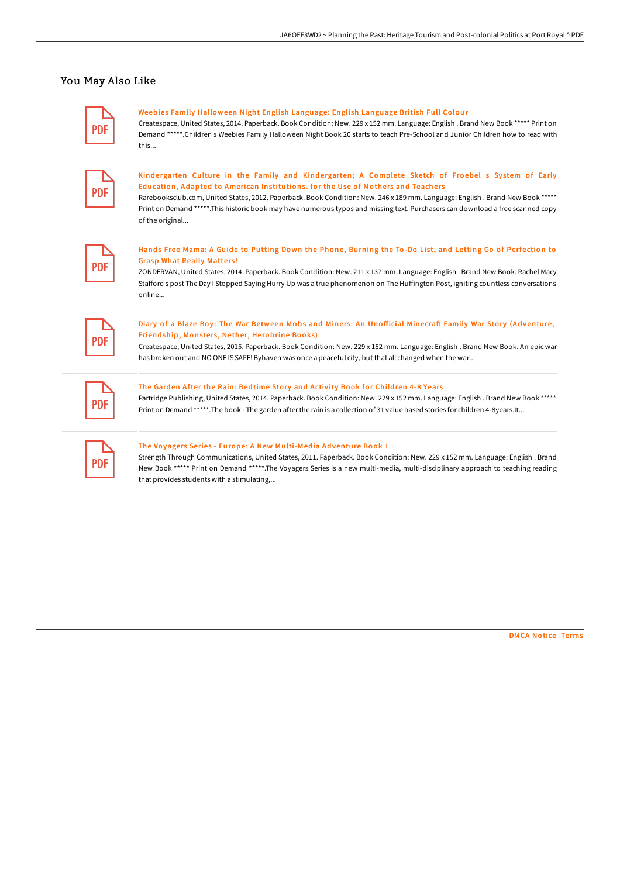## You May Also Like

**Weebies Family Halloween Night English Language: English Language British Full Colour**

Createspace, United States, 2014. Paperback. Book Condition: New. 229 x 152 mm. Language: English . Brand New Book ***** Print on Demand *****.Children s Weebies Family Halloween Night Book 20 starts to teach Pre-School and Junior Children how to read with this...

**Kindergarten Culture in the Family and Kindergarten; A Complete Sketch of Froebel s System of Early Education, Adapted to American Institutions. for the Use of Mothers and Teachers**

Rarebooksclub.com, United States, 2012. Paperback. Book Condition: New. 246 x 189 mm. Language: English . Brand New Book ***** Print on Demand *****.This historic book may have numerous typos and missing text. Purchasers can download a free scanned copy of the original...

**Hands Free Mama: A Guide to Putting Down the Phone, Burning the To-Do List, and Letting Go of Perfection to Grasp What Really Matters!**

ZONDERVAN, United States, 2014. Paperback. Book Condition: New. 211 x 137 mm. Language: English . Brand New Book. Rachel Macy Stafford s post The Day I Stopped Saying Hurry Up was a true phenomenon on The Huffington Post, igniting countless conversations online...

**Diary of a Blaze Boy: The War Between Mobs and Miners: An Unofficial Minecraft Family War Story (Adventure, Friendship, Monsters, Nether, Herobrine Books)**

Createspace, United States, 2015. Paperback. Book Condition: New. 229 x 152 mm. Language: English . Brand New Book. An epic war has broken out and NO ONE IS SAFE! Byhaven was once a peaceful city, but that all changed when the war...

**The Garden After the Rain: Bedtime Story and Activity Book for Children 4-8 Years**

Partridge Publishing, United States, 2014. Paperback. Book Condition: New. 229 x 152 mm. Language: English . Brand New Book ***** Print on Demand *****.The book - The garden after the rain is a collection of 31 value based stories for children 4-8years.It...

**The Voyagers Series - Europe: A New Multi-Media Adventure Book 1**

Strength Through Communications, United States, 2011. Paperback. Book Condition: New. 229 x 152 mm. Language: English . Brand New Book ***** Print on Demand *****.The Voyagers Series is a new multi-media, multi-disciplinary approach to teaching reading that provides students with a stimulating,...